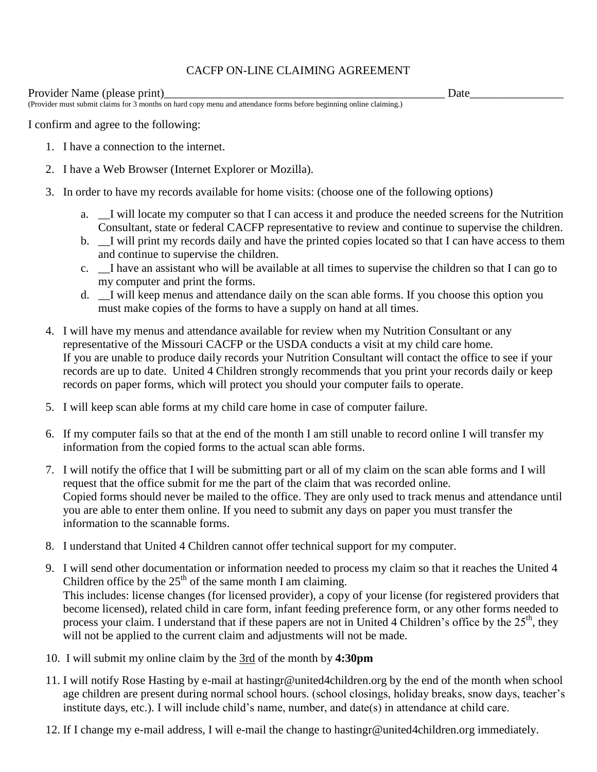# CACFP ON-LINE CLAIMING AGREEMENT

Provider Name (please print)____________________________________________________ Date________________

(Provider must submit claims for 3 months on hard copy menu and attendance forms before beginning online claiming.)

I confirm and agree to the following:

1. I have a connection to the internet.
2. I have a Web Browser (Internet Explorer or Mozilla).
3. In order to have my records available for home visits: (choose one of the following options)
   a. __I will locate my computer so that I can access it and produce the needed screens for the Nutrition Consultant, state or federal CACFP representative to review and continue to supervise the children.
   b. __I will print my records daily and have the printed copies located so that I can have access to them and continue to supervise the children.
   c. __I have an assistant who will be available at all times to supervise the children so that I can go to my computer and print the forms.
   d. __I will keep menus and attendance daily on the scan able forms. If you choose this option you must make copies of the forms to have a supply on hand at all times.
4. I will have my menus and attendance available for review when my Nutrition Consultant or any representative of the Missouri CACFP or the USDA conducts a visit at my child care home.
   If you are unable to produce daily records your Nutrition Consultant will contact the office to see if your records are up to date. United 4 Children strongly recommends that you print your records daily or keep records on paper forms, which will protect you should your computer fails to operate.
5. I will keep scan able forms at my child care home in case of computer failure.
6. If my computer fails so that at the end of the month I am still unable to record online I will transfer my information from the copied forms to the actual scan able forms.
7. I will notify the office that I will be submitting part or all of my claim on the scan able forms and I will request that the office submit for me the part of the claim that was recorded online.
   Copied forms should never be mailed to the office. They are only used to track menus and attendance until you are able to enter them online. If you need to submit any days on paper you must transfer the information to the scannable forms.
8. I understand that United 4 Children cannot offer technical support for my computer.
9. I will send other documentation or information needed to process my claim so that it reaches the United 4 Children office by the 25th of the same month I am claiming.
   This includes: license changes (for licensed provider), a copy of your license (for registered providers that become licensed), related child in care form, infant feeding preference form, or any other forms needed to process your claim. I understand that if these papers are not in United 4 Children's office by the 25th, they will not be applied to the current claim and adjustments will not be made.
10. I will submit my online claim by the 3rd of the month by **4:30pm**
11. I will notify Rose Hasting by e-mail at hastingr@united4children.org by the end of the month when school age children are present during normal school hours. (school closings, holiday breaks, snow days, teacher's institute days, etc.). I will include child's name, number, and date(s) in attendance at child care.
12. If I change my e-mail address, I will e-mail the change to hastingr@united4children.org immediately.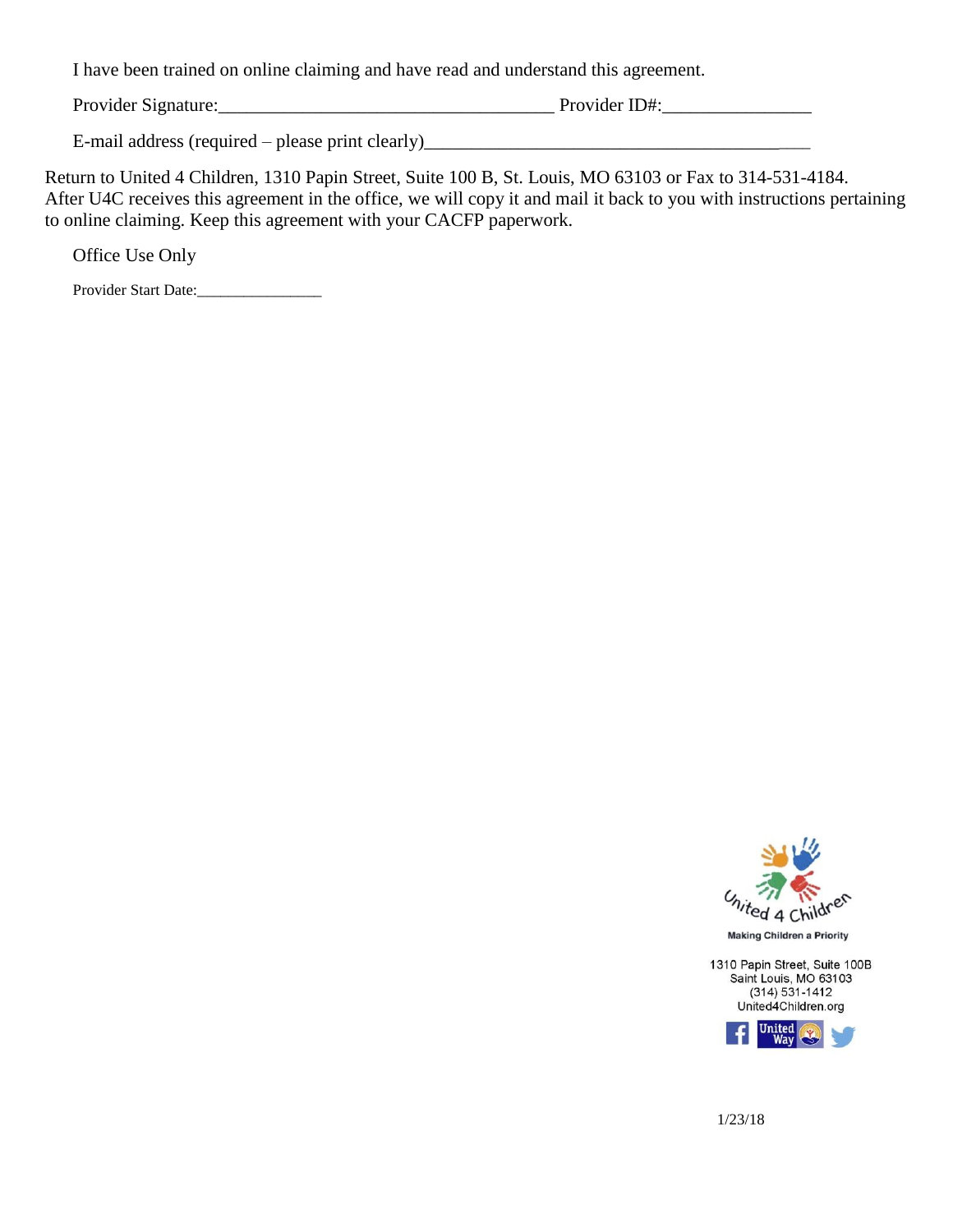I have been trained on online claiming and have read and understand this agreement.

Provider Signature:___________________________________ Provider ID#:________________

E-mail address (required – please print clearly)_________________________________________

Return to United 4 Children, 1310 Papin Street, Suite 100 B, St. Louis, MO 63103 or Fax to 314-531-4184. After U4C receives this agreement in the office, we will copy it and mail it back to you with instructions pertaining to online claiming. Keep this agreement with your CACFP paperwork.

Office Use Only

Provider Start Date:________________

United 4 Children
Making Children a Priority

1310 Papin Street, Suite 100B
Saint Louis, MO 63103
(314) 531-1412
United4Children.org

1/23/18